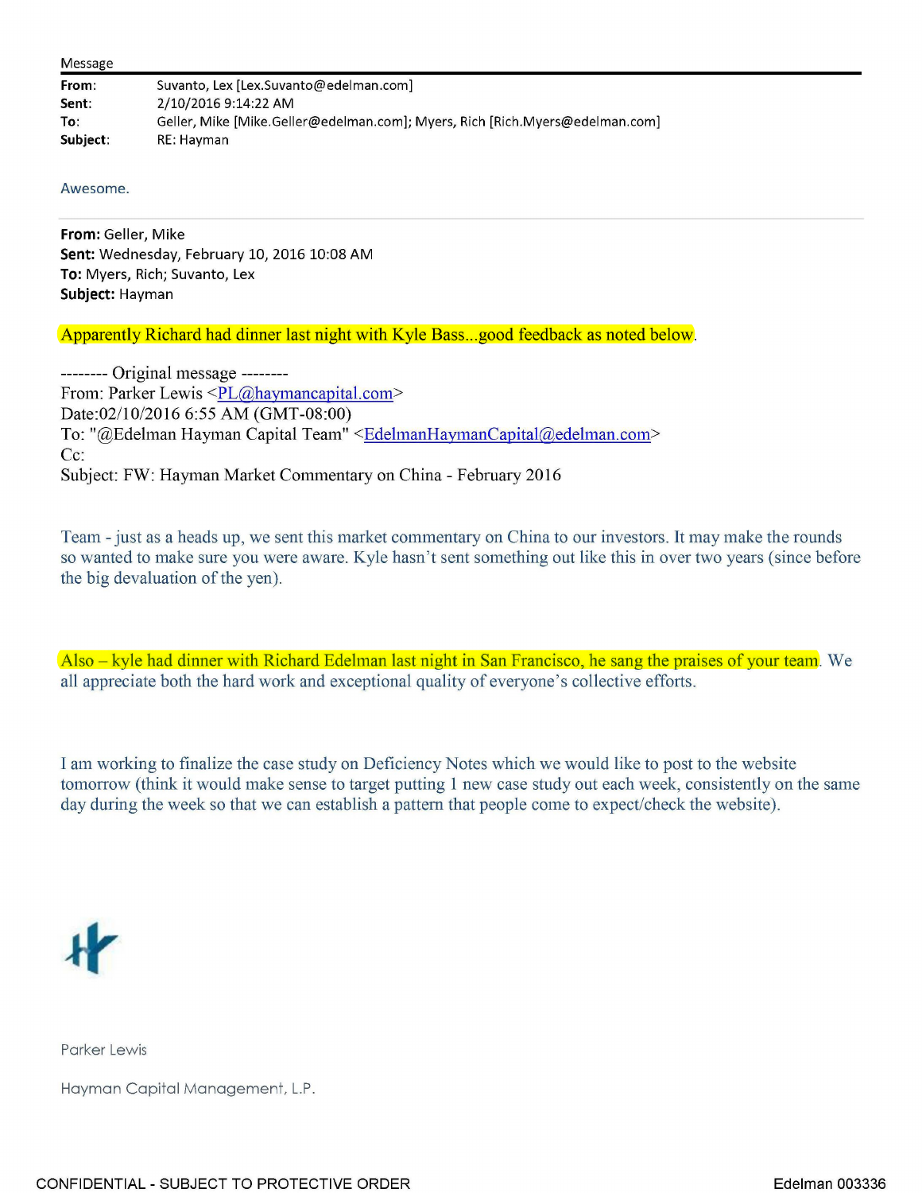Message

**From:** Suvanto, Lex [Lex.Suvanto@edelman.com]
**Sent:** 2/10/2016 9:14:22 AM
**To:** Geller, Mike [Mike.Geller@edelman.com]; Myers, Rich [Rich.Myers@edelman.com]
**Subject:** RE: Hayman

Awesome.

---

**From:** Geller, Mike
**Sent:** Wednesday, February 10, 2016 10:08 AM
**To:** Myers, Rich; Suvanto, Lex
**Subject:** Hayman

Apparently Richard had dinner last night with Kyle Bass...good feedback as noted below.

-------- Original message --------
From: Parker Lewis <PL@haymancapital.com>
Date:02/10/2016 6:55 AM (GMT-08:00)
To: "@Edelman Hayman Capital Team" <EdelmanHaymanCapital@edelman.com>
Cc:
Subject: FW: Hayman Market Commentary on China - February 2016

Team - just as a heads up, we sent this market commentary on China to our investors. It may make the rounds so wanted to make sure you were aware. Kyle hasn't sent something out like this in over two years (since before the big devaluation of the yen).

Also – kyle had dinner with Richard Edelman last night in San Francisco, he sang the praises of your team. We all appreciate both the hard work and exceptional quality of everyone's collective efforts.

I am working to finalize the case study on Deficiency Notes which we would like to post to the website tomorrow (think it would make sense to target putting 1 new case study out each week, consistently on the same day during the week so that we can establish a pattern that people come to expect/check the website).

Parker Lewis

Hayman Capital Management, L.P.

CONFIDENTIAL - SUBJECT TO PROTECTIVE ORDER

Edelman 003336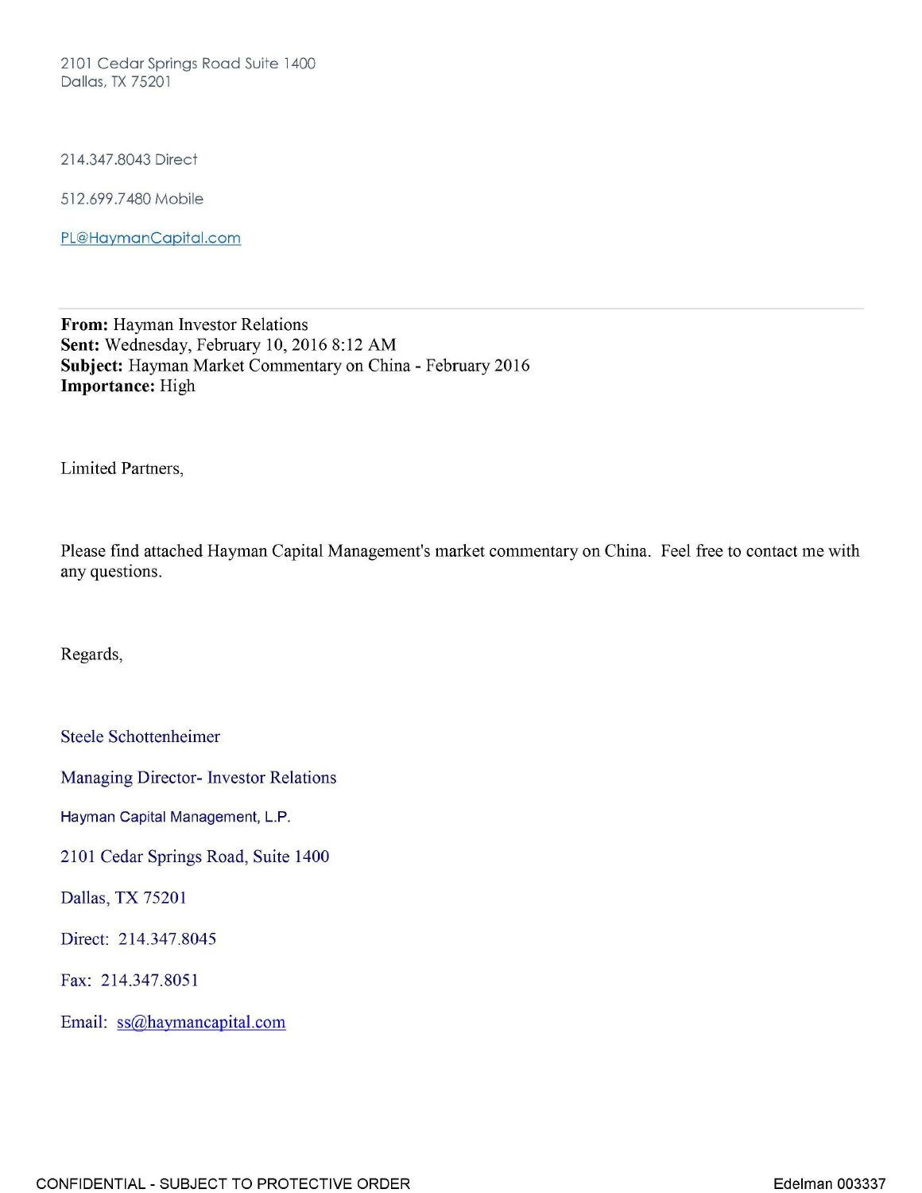2101 Cedar Springs Road Suite 1400
Dallas, TX 75201

214.347.8043 Direct

512.699.7480 Mobile

PL@HaymanCapital.com

---

**From:** Hayman Investor Relations
**Sent:** Wednesday, February 10, 2016 8:12 AM
**Subject:** Hayman Market Commentary on China - February 2016
**Importance:** High

Limited Partners,

Please find attached Hayman Capital Management's market commentary on China. Feel free to contact me with any questions.

Regards,

Steele Schottenheimer

Managing Director- Investor Relations

Hayman Capital Management, L.P.

2101 Cedar Springs Road, Suite 1400

Dallas, TX 75201

Direct: 214.347.8045

Fax: 214.347.8051

Email: ss@haymancapital.com

CONFIDENTIAL - SUBJECT TO PROTECTIVE ORDER

Edelman 003337